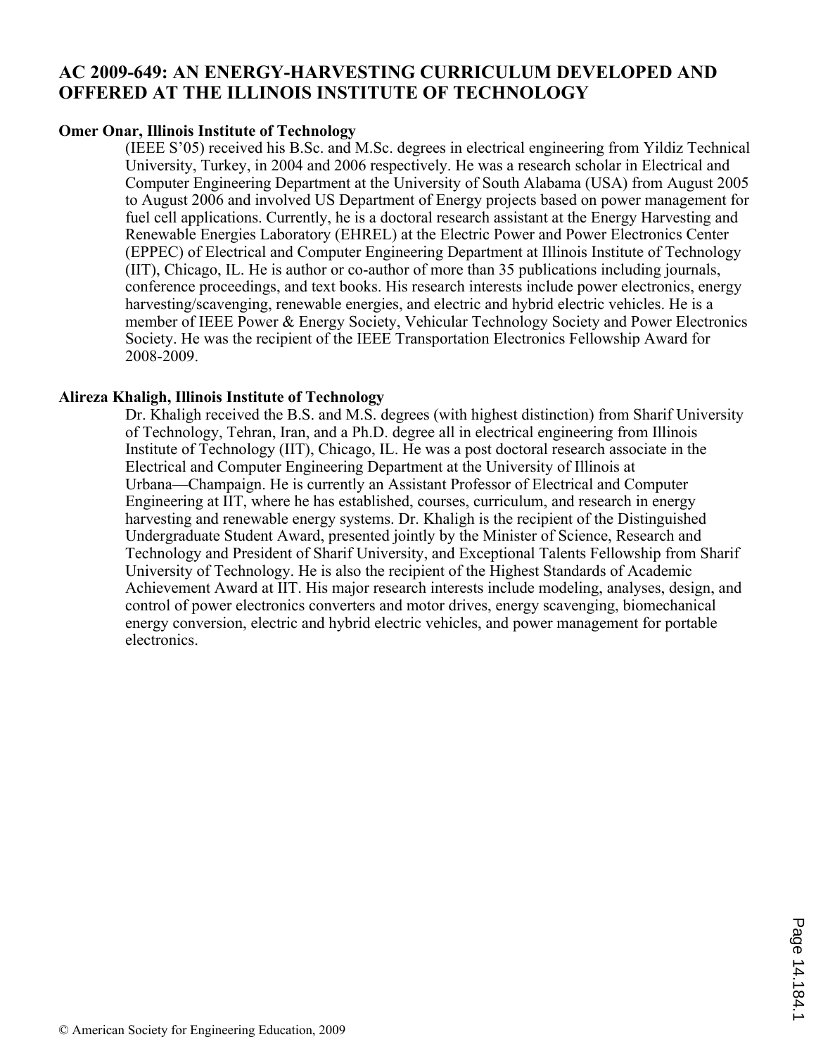# AC 2009-649: AN ENERGY-HARVESTING CURRICULUM DEVELOPED AND OFFERED AT THE ILLINOIS INSTITUTE OF TECHNOLOGY

**Omer Onar, Illinois Institute of Technology**

(IEEE S'05) received his B.Sc. and M.Sc. degrees in electrical engineering from Yildiz Technical University, Turkey, in 2004 and 2006 respectively. He was a research scholar in Electrical and Computer Engineering Department at the University of South Alabama (USA) from August 2005 to August 2006 and involved US Department of Energy projects based on power management for fuel cell applications. Currently, he is a doctoral research assistant at the Energy Harvesting and Renewable Energies Laboratory (EHREL) at the Electric Power and Power Electronics Center (EPPEC) of Electrical and Computer Engineering Department at Illinois Institute of Technology (IIT), Chicago, IL. He is author or co-author of more than 35 publications including journals, conference proceedings, and text books. His research interests include power electronics, energy harvesting/scavenging, renewable energies, and electric and hybrid electric vehicles. He is a member of IEEE Power & Energy Society, Vehicular Technology Society and Power Electronics Society. He was the recipient of the IEEE Transportation Electronics Fellowship Award for 2008-2009.

**Alireza Khaligh, Illinois Institute of Technology**

Dr. Khaligh received the B.S. and M.S. degrees (with highest distinction) from Sharif University of Technology, Tehran, Iran, and a Ph.D. degree all in electrical engineering from Illinois Institute of Technology (IIT), Chicago, IL. He was a post doctoral research associate in the Electrical and Computer Engineering Department at the University of Illinois at Urbana—Champaign. He is currently an Assistant Professor of Electrical and Computer Engineering at IIT, where he has established, courses, curriculum, and research in energy harvesting and renewable energy systems. Dr. Khaligh is the recipient of the Distinguished Undergraduate Student Award, presented jointly by the Minister of Science, Research and Technology and President of Sharif University, and Exceptional Talents Fellowship from Sharif University of Technology. He is also the recipient of the Highest Standards of Academic Achievement Award at IIT. His major research interests include modeling, analyses, design, and control of power electronics converters and motor drives, energy scavenging, biomechanical energy conversion, electric and hybrid electric vehicles, and power management for portable electronics.

© American Society for Engineering Education, 2009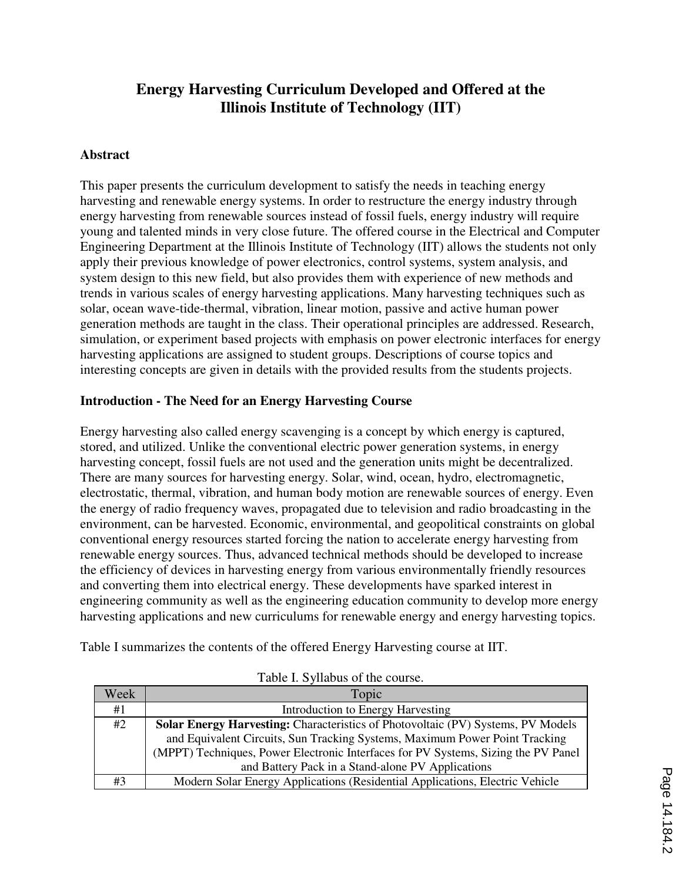# Energy Harvesting Curriculum Developed and Offered at the Illinois Institute of Technology (IIT)

## Abstract

This paper presents the curriculum development to satisfy the needs in teaching energy harvesting and renewable energy systems. In order to restructure the energy industry through energy harvesting from renewable sources instead of fossil fuels, energy industry will require young and talented minds in very close future. The offered course in the Electrical and Computer Engineering Department at the Illinois Institute of Technology (IIT) allows the students not only apply their previous knowledge of power electronics, control systems, system analysis, and system design to this new field, but also provides them with experience of new methods and trends in various scales of energy harvesting applications. Many harvesting techniques such as solar, ocean wave-tide-thermal, vibration, linear motion, passive and active human power generation methods are taught in the class. Their operational principles are addressed. Research, simulation, or experiment based projects with emphasis on power electronic interfaces for energy harvesting applications are assigned to student groups. Descriptions of course topics and interesting concepts are given in details with the provided results from the students projects.

## Introduction - The Need for an Energy Harvesting Course

Energy harvesting also called energy scavenging is a concept by which energy is captured, stored, and utilized. Unlike the conventional electric power generation systems, in energy harvesting concept, fossil fuels are not used and the generation units might be decentralized. There are many sources for harvesting energy. Solar, wind, ocean, hydro, electromagnetic, electrostatic, thermal, vibration, and human body motion are renewable sources of energy. Even the energy of radio frequency waves, propagated due to television and radio broadcasting in the environment, can be harvested. Economic, environmental, and geopolitical constraints on global conventional energy resources started forcing the nation to accelerate energy harvesting from renewable energy sources. Thus, advanced technical methods should be developed to increase the efficiency of devices in harvesting energy from various environmentally friendly resources and converting them into electrical energy. These developments have sparked interest in engineering community as well as the engineering education community to develop more energy harvesting applications and new curriculums for renewable energy and energy harvesting topics.

Table I summarizes the contents of the offered Energy Harvesting course at IIT.

Table I. Syllabus of the course.

| Week | Topic |
|---|---|
| #1 | Introduction to Energy Harvesting |
| #2 | **Solar Energy Harvesting:** Characteristics of Photovoltaic (PV) Systems, PV Models and Equivalent Circuits, Sun Tracking Systems, Maximum Power Point Tracking (MPPT) Techniques, Power Electronic Interfaces for PV Systems, Sizing the PV Panel and Battery Pack in a Stand-alone PV Applications |
| #3 | Modern Solar Energy Applications (Residential Applications, Electric Vehicle |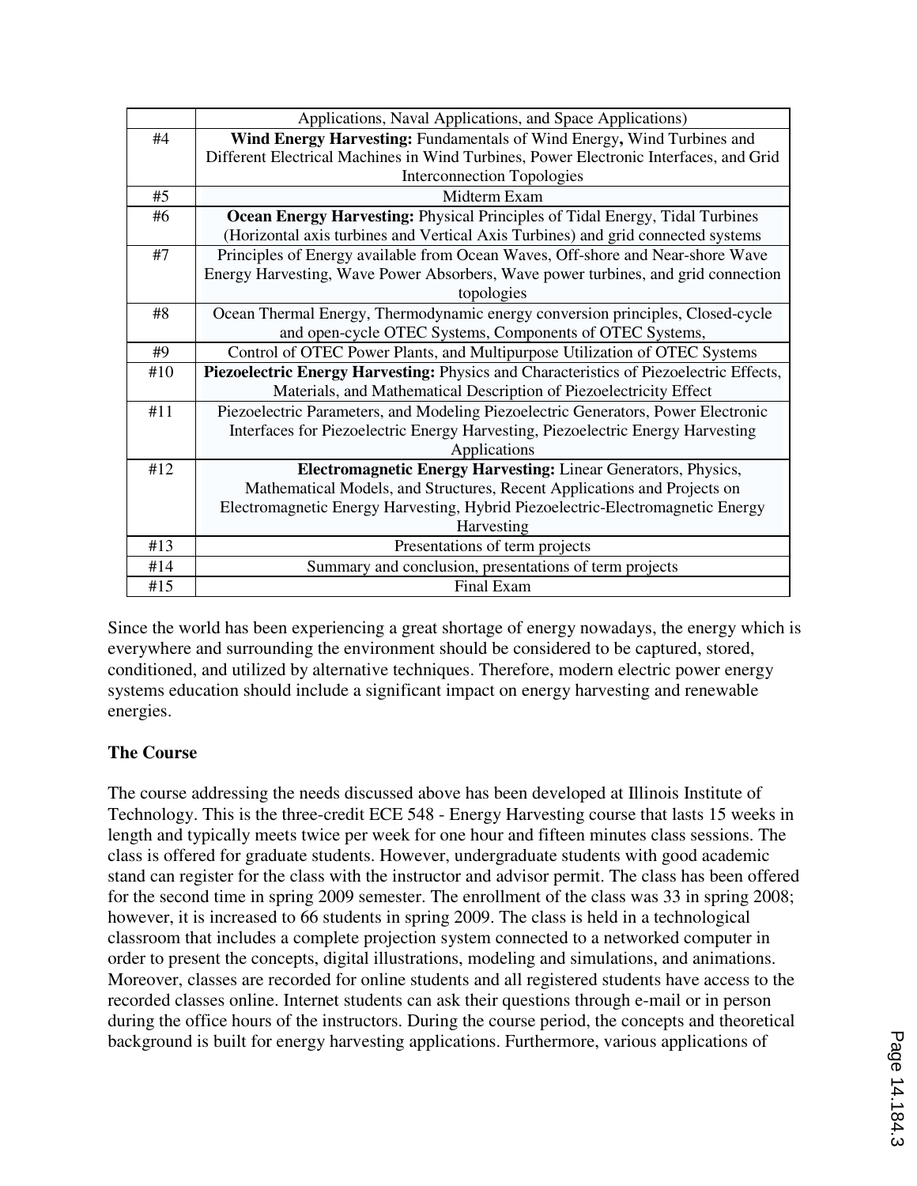| | |
|---|---|
| | Applications, Naval Applications, and Space Applications) |
| #4 | **Wind Energy Harvesting:** Fundamentals of Wind Energy**,** Wind Turbines and Different Electrical Machines in Wind Turbines, Power Electronic Interfaces, and Grid Interconnection Topologies |
| #5 | Midterm Exam |
| #6 | **Ocean Energy Harvesting:** Physical Principles of Tidal Energy, Tidal Turbines (Horizontal axis turbines and Vertical Axis Turbines) and grid connected systems |
| #7 | Principles of Energy available from Ocean Waves, Off-shore and Near-shore Wave Energy Harvesting, Wave Power Absorbers, Wave power turbines, and grid connection topologies |
| #8 | Ocean Thermal Energy, Thermodynamic energy conversion principles, Closed-cycle and open-cycle OTEC Systems, Components of OTEC Systems, |
| #9 | Control of OTEC Power Plants, and Multipurpose Utilization of OTEC Systems |
| #10 | **Piezoelectric Energy Harvesting:** Physics and Characteristics of Piezoelectric Effects, Materials, and Mathematical Description of Piezoelectricity Effect |
| #11 | Piezoelectric Parameters, and Modeling Piezoelectric Generators, Power Electronic Interfaces for Piezoelectric Energy Harvesting, Piezoelectric Energy Harvesting Applications |
| #12 | **Electromagnetic Energy Harvesting:** Linear Generators, Physics, Mathematical Models, and Structures, Recent Applications and Projects on Electromagnetic Energy Harvesting, Hybrid Piezoelectric-Electromagnetic Energy Harvesting |
| #13 | Presentations of term projects |
| #14 | Summary and conclusion, presentations of term projects |
| #15 | Final Exam |

Since the world has been experiencing a great shortage of energy nowadays, the energy which is everywhere and surrounding the environment should be considered to be captured, stored, conditioned, and utilized by alternative techniques. Therefore, modern electric power energy systems education should include a significant impact on energy harvesting and renewable energies.

**The Course**

The course addressing the needs discussed above has been developed at Illinois Institute of Technology. This is the three-credit ECE 548 - Energy Harvesting course that lasts 15 weeks in length and typically meets twice per week for one hour and fifteen minutes class sessions. The class is offered for graduate students. However, undergraduate students with good academic stand can register for the class with the instructor and advisor permit. The class has been offered for the second time in spring 2009 semester. The enrollment of the class was 33 in spring 2008; however, it is increased to 66 students in spring 2009. The class is held in a technological classroom that includes a complete projection system connected to a networked computer in order to present the concepts, digital illustrations, modeling and simulations, and animations. Moreover, classes are recorded for online students and all registered students have access to the recorded classes online. Internet students can ask their questions through e-mail or in person during the office hours of the instructors. During the course period, the concepts and theoretical background is built for energy harvesting applications. Furthermore, various applications of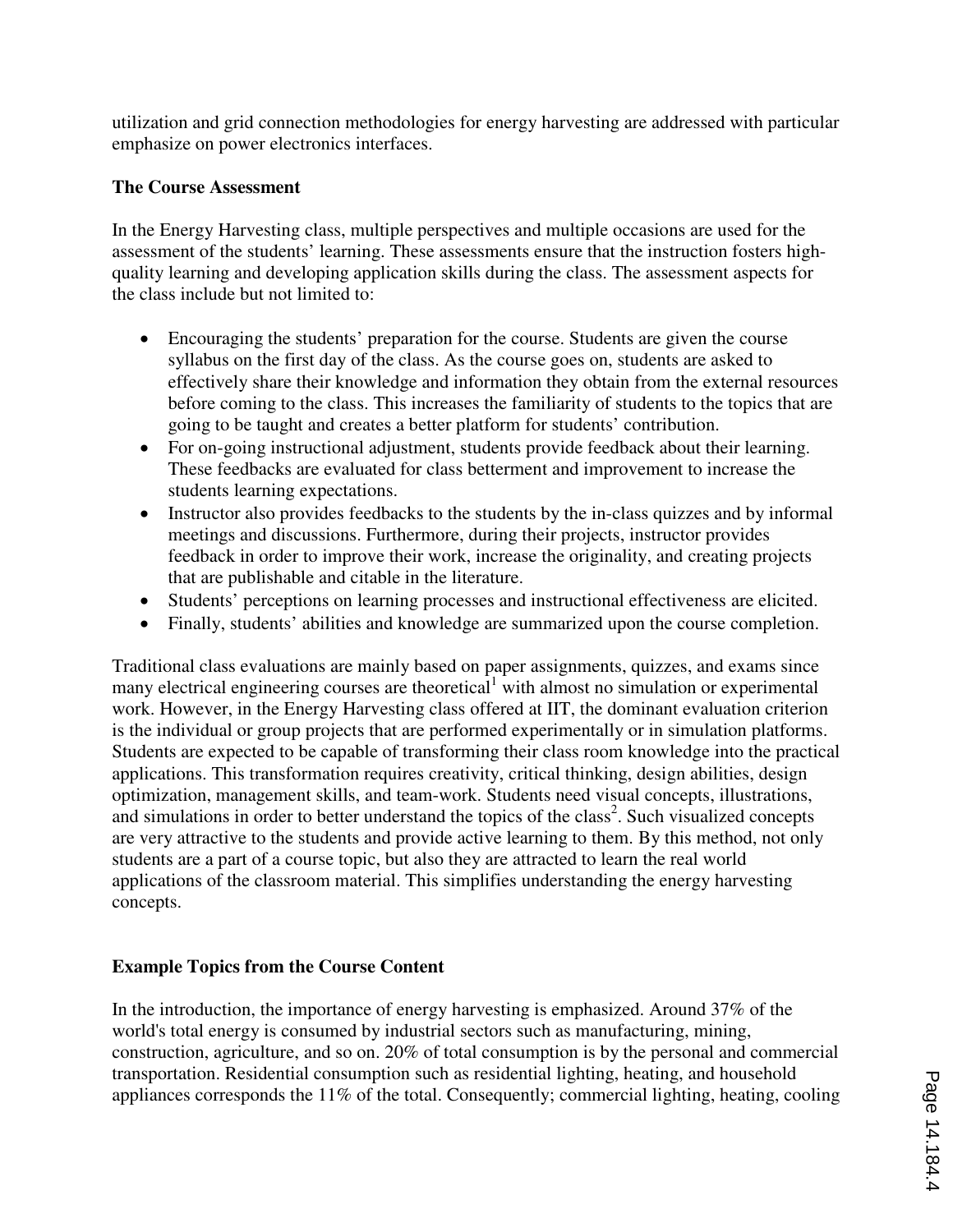utilization and grid connection methodologies for energy harvesting are addressed with particular emphasize on power electronics interfaces.

**The Course Assessment**

In the Energy Harvesting class, multiple perspectives and multiple occasions are used for the assessment of the students' learning. These assessments ensure that the instruction fosters high-quality learning and developing application skills during the class. The assessment aspects for the class include but not limited to:

- Encouraging the students' preparation for the course. Students are given the course syllabus on the first day of the class. As the course goes on, students are asked to effectively share their knowledge and information they obtain from the external resources before coming to the class. This increases the familiarity of students to the topics that are going to be taught and creates a better platform for students' contribution.
- For on-going instructional adjustment, students provide feedback about their learning. These feedbacks are evaluated for class betterment and improvement to increase the students learning expectations.
- Instructor also provides feedbacks to the students by the in-class quizzes and by informal meetings and discussions. Furthermore, during their projects, instructor provides feedback in order to improve their work, increase the originality, and creating projects that are publishable and citable in the literature.
- Students' perceptions on learning processes and instructional effectiveness are elicited.
- Finally, students' abilities and knowledge are summarized upon the course completion.

Traditional class evaluations are mainly based on paper assignments, quizzes, and exams since many electrical engineering courses are theoretical[1] with almost no simulation or experimental work. However, in the Energy Harvesting class offered at IIT, the dominant evaluation criterion is the individual or group projects that are performed experimentally or in simulation platforms. Students are expected to be capable of transforming their class room knowledge into the practical applications. This transformation requires creativity, critical thinking, design abilities, design optimization, management skills, and team-work. Students need visual concepts, illustrations, and simulations in order to better understand the topics of the class[2]. Such visualized concepts are very attractive to the students and provide active learning to them. By this method, not only students are a part of a course topic, but also they are attracted to learn the real world applications of the classroom material. This simplifies understanding the energy harvesting concepts.

**Example Topics from the Course Content**

In the introduction, the importance of energy harvesting is emphasized. Around 37% of the world's total energy is consumed by industrial sectors such as manufacturing, mining, construction, agriculture, and so on. 20% of total consumption is by the personal and commercial transportation. Residential consumption such as residential lighting, heating, and household appliances corresponds the 11% of the total. Consequently; commercial lighting, heating, cooling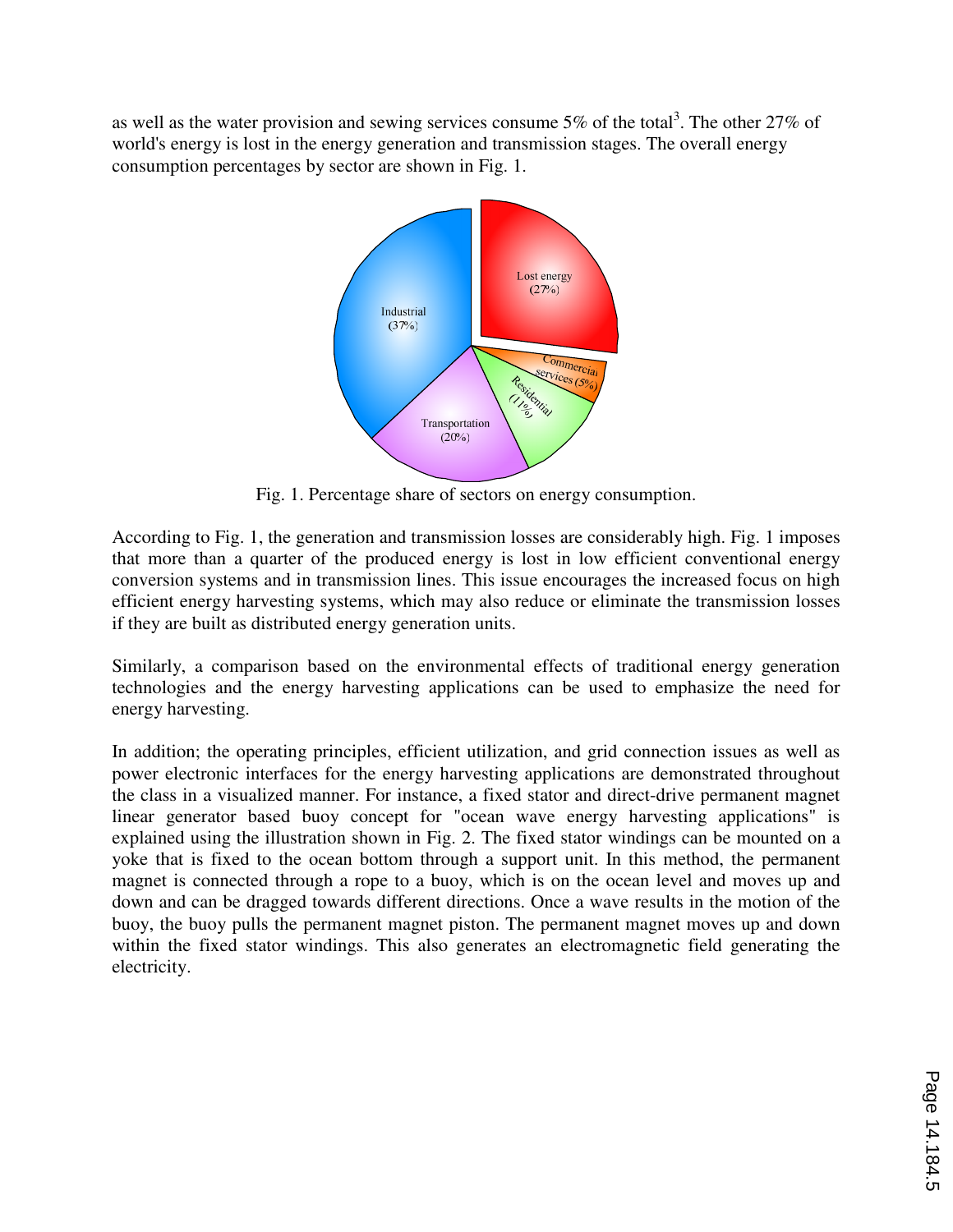as well as the water provision and sewing services consume 5% of the total[3]. The other 27% of world's energy is lost in the energy generation and transmission stages. The overall energy consumption percentages by sector are shown in Fig. 1.

Fig. 1. Percentage share of sectors on energy consumption.

According to Fig. 1, the generation and transmission losses are considerably high. Fig. 1 imposes that more than a quarter of the produced energy is lost in low efficient conventional energy conversion systems and in transmission lines. This issue encourages the increased focus on high efficient energy harvesting systems, which may also reduce or eliminate the transmission losses if they are built as distributed energy generation units.

Similarly, a comparison based on the environmental effects of traditional energy generation technologies and the energy harvesting applications can be used to emphasize the need for energy harvesting.

In addition; the operating principles, efficient utilization, and grid connection issues as well as power electronic interfaces for the energy harvesting applications are demonstrated throughout the class in a visualized manner. For instance, a fixed stator and direct-drive permanent magnet linear generator based buoy concept for "ocean wave energy harvesting applications" is explained using the illustration shown in Fig. 2. The fixed stator windings can be mounted on a yoke that is fixed to the ocean bottom through a support unit. In this method, the permanent magnet is connected through a rope to a buoy, which is on the ocean level and moves up and down and can be dragged towards different directions. Once a wave results in the motion of the buoy, the buoy pulls the permanent magnet piston. The permanent magnet moves up and down within the fixed stator windings. This also generates an electromagnetic field generating the electricity.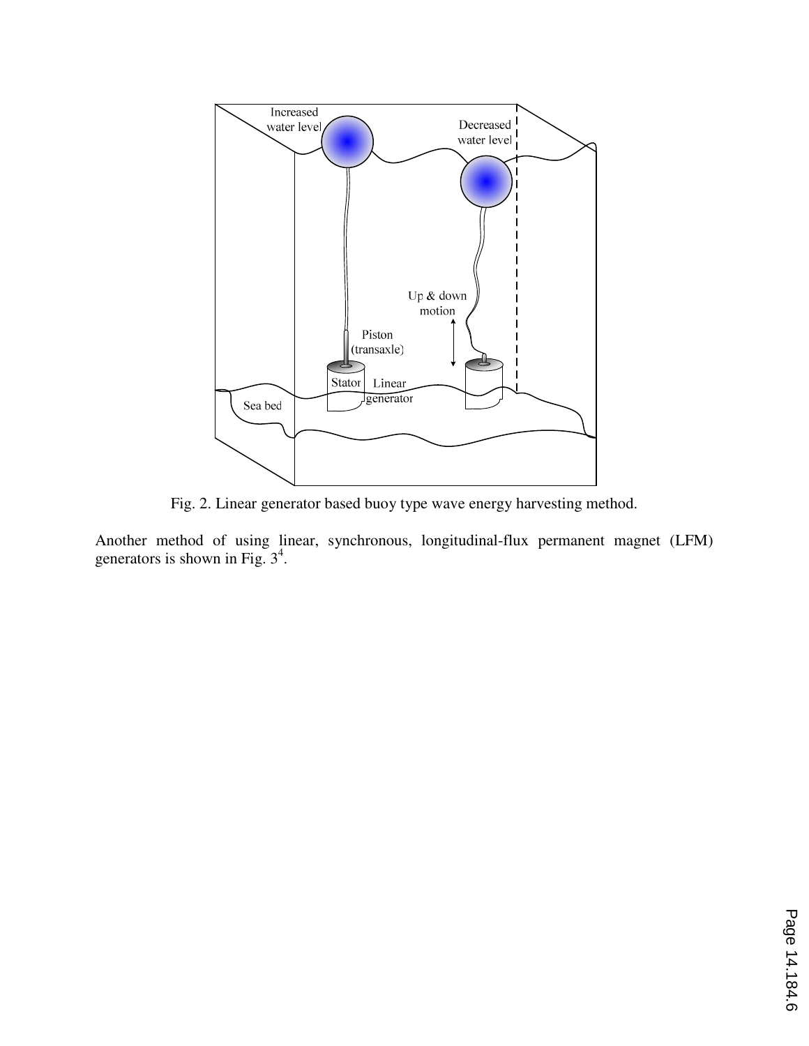Fig. 2. Linear generator based buoy type wave energy harvesting method.

Another method of using linear, synchronous, longitudinal-flux permanent magnet (LFM) generators is shown in Fig. 3[4].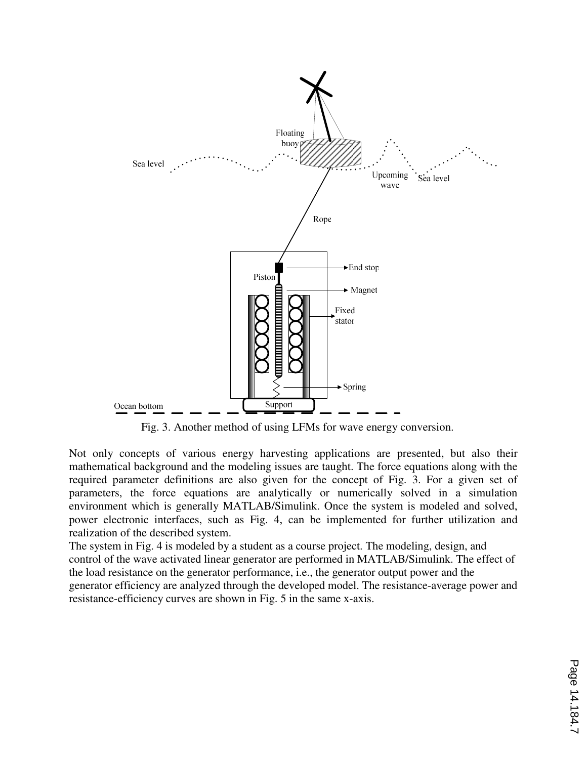Fig. 3. Another method of using LFMs for wave energy conversion.

Not only concepts of various energy harvesting applications are presented, but also their mathematical background and the modeling issues are taught. The force equations along with the required parameter definitions are also given for the concept of Fig. 3. For a given set of parameters, the force equations are analytically or numerically solved in a simulation environment which is generally MATLAB/Simulink. Once the system is modeled and solved, power electronic interfaces, such as Fig. 4, can be implemented for further utilization and realization of the described system.

The system in Fig. 4 is modeled by a student as a course project. The modeling, design, and control of the wave activated linear generator are performed in MATLAB/Simulink. The effect of the load resistance on the generator performance, i.e., the generator output power and the generator efficiency are analyzed through the developed model. The resistance-average power and resistance-efficiency curves are shown in Fig. 5 in the same x-axis.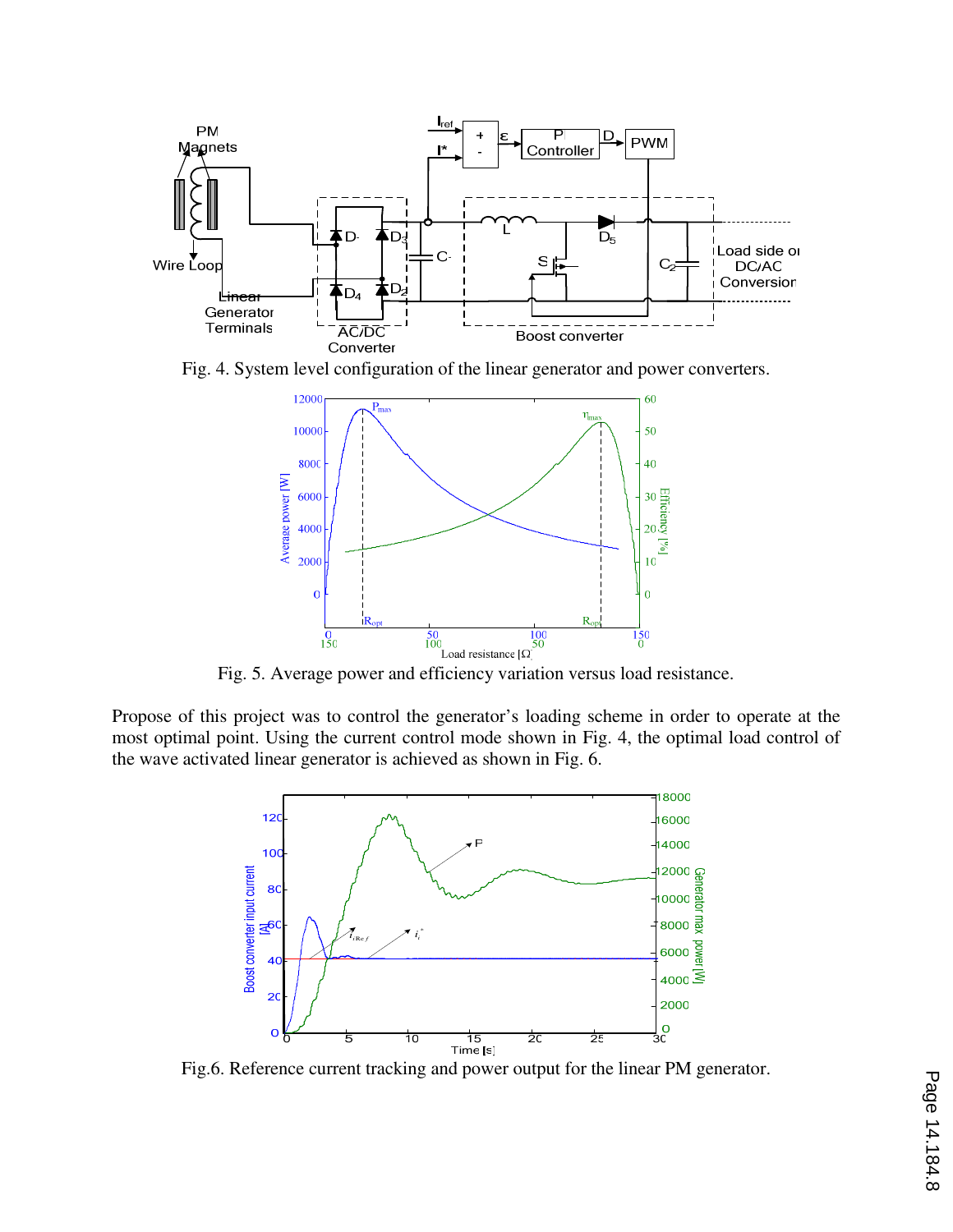Fig. 4. System level configuration of the linear generator and power converters.

Fig. 5. Average power and efficiency variation versus load resistance.

Propose of this project was to control the generator's loading scheme in order to operate at the most optimal point. Using the current control mode shown in Fig. 4, the optimal load control of the wave activated linear generator is achieved as shown in Fig. 6.

Fig.6. Reference current tracking and power output for the linear PM generator.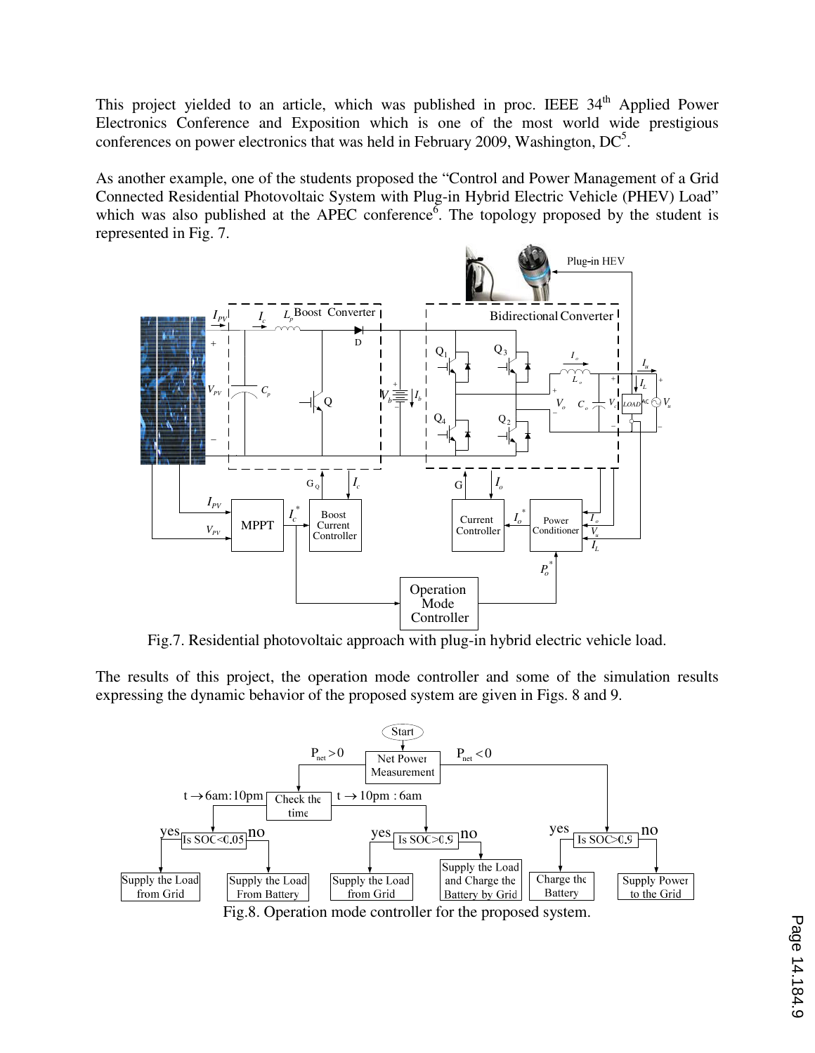This project yielded to an article, which was published in proc. IEEE 34th Applied Power Electronics Conference and Exposition which is one of the most world wide prestigious conferences on power electronics that was held in February 2009, Washington, DC[5].

As another example, one of the students proposed the "Control and Power Management of a Grid Connected Residential Photovoltaic System with Plug-in Hybrid Electric Vehicle (PHEV) Load" which was also published at the APEC conference[6]. The topology proposed by the student is represented in Fig. 7.

Fig.7. Residential photovoltaic approach with plug-in hybrid electric vehicle load.

The results of this project, the operation mode controller and some of the simulation results expressing the dynamic behavior of the proposed system are given in Figs. 8 and 9.

Fig.8. Operation mode controller for the proposed system.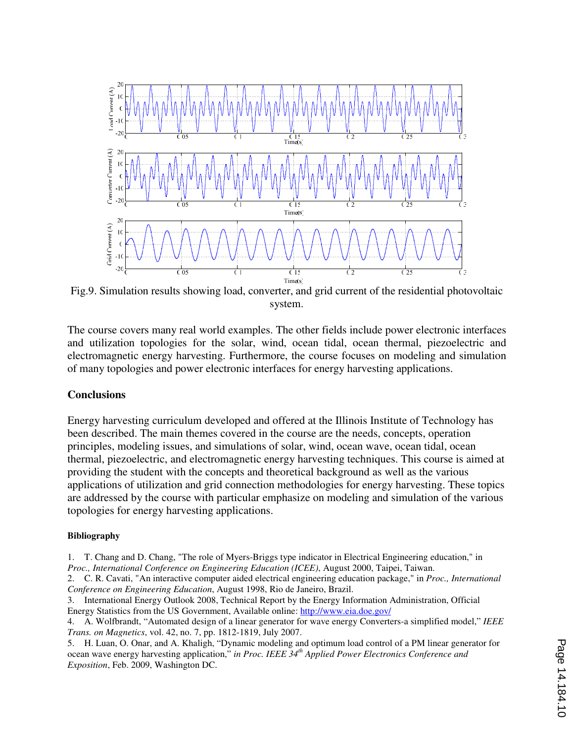Fig.9. Simulation results showing load, converter, and grid current of the residential photovoltaic system.

The course covers many real world examples. The other fields include power electronic interfaces and utilization topologies for the solar, wind, ocean tidal, ocean thermal, piezoelectric and electromagnetic energy harvesting. Furthermore, the course focuses on modeling and simulation of many topologies and power electronic interfaces for energy harvesting applications.

## Conclusions

Energy harvesting curriculum developed and offered at the Illinois Institute of Technology has been described. The main themes covered in the course are the needs, concepts, operation principles, modeling issues, and simulations of solar, wind, ocean wave, ocean tidal, ocean thermal, piezoelectric, and electromagnetic energy harvesting techniques. This course is aimed at providing the student with the concepts and theoretical background as well as the various applications of utilization and grid connection methodologies for energy harvesting. These topics are addressed by the course with particular emphasize on modeling and simulation of the various topologies for energy harvesting applications.

### Bibliography

1. T. Chang and D. Chang, "The role of Myers-Briggs type indicator in Electrical Engineering education," in *Proc., International Conference on Engineering Education (ICEE)*, August 2000, Taipei, Taiwan.
2. C. R. Cavati, "An interactive computer aided electrical engineering education package," in *Proc., International Conference on Engineering Education*, August 1998, Rio de Janeiro, Brazil.
3. International Energy Outlook 2008, Technical Report by the Energy Information Administration, Official Energy Statistics from the US Government, Available online: http://www.eia.doe.gov/
4. A. Wolfbrandt, "Automated design of a linear generator for wave energy Converters-a simplified model," *IEEE Trans. on Magnetics*, vol. 42, no. 7, pp. 1812-1819, July 2007.
5. H. Luan, O. Onar, and A. Khaligh, "Dynamic modeling and optimum load control of a PM linear generator for ocean wave energy harvesting application," *in Proc. IEEE 34th Applied Power Electronics Conference and Exposition*, Feb. 2009, Washington DC.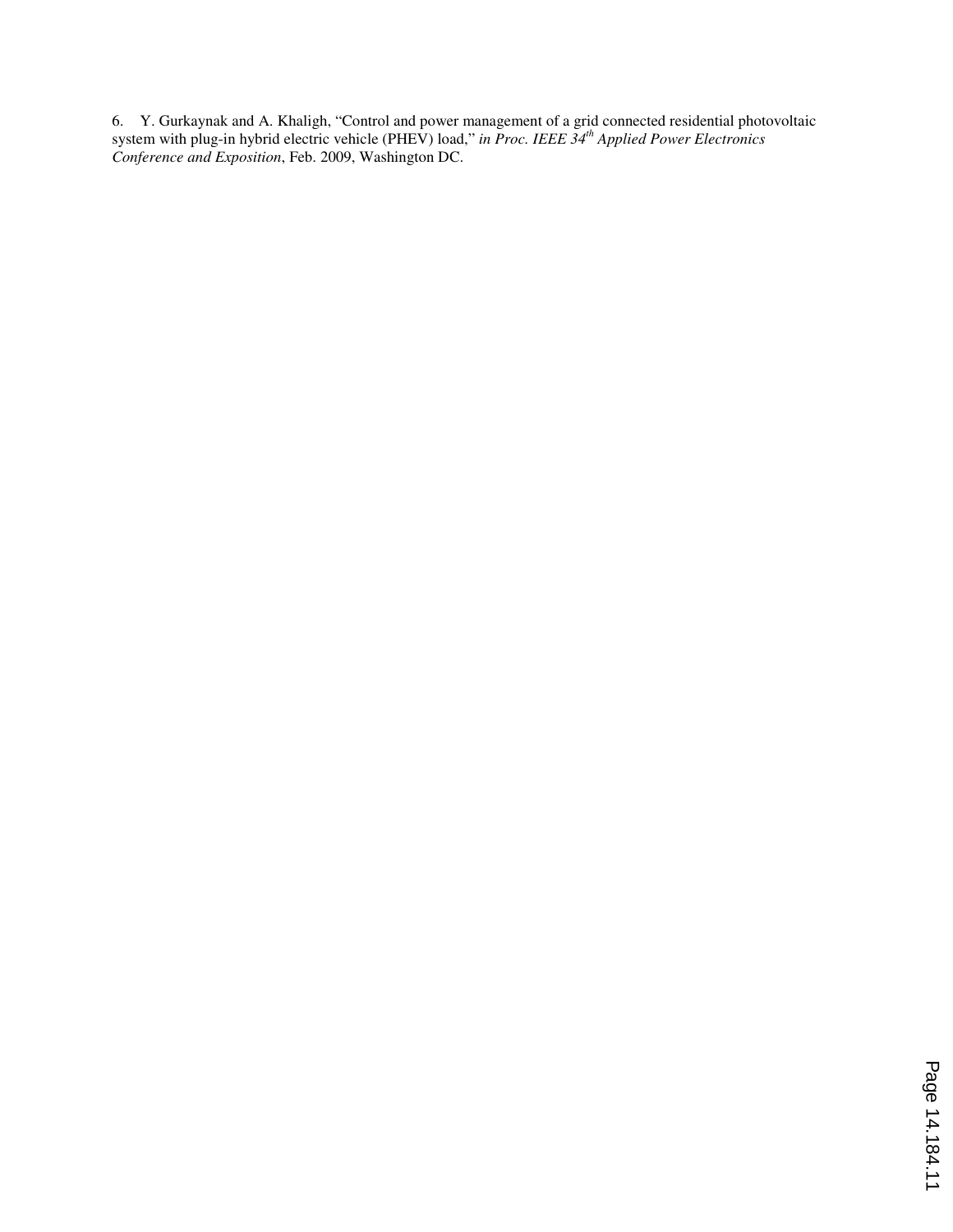6. Y. Gurkaynak and A. Khaligh, "Control and power management of a grid connected residential photovoltaic system with plug-in hybrid electric vehicle (PHEV) load," *in Proc. IEEE 34th Applied Power Electronics Conference and Exposition*, Feb. 2009, Washington DC.